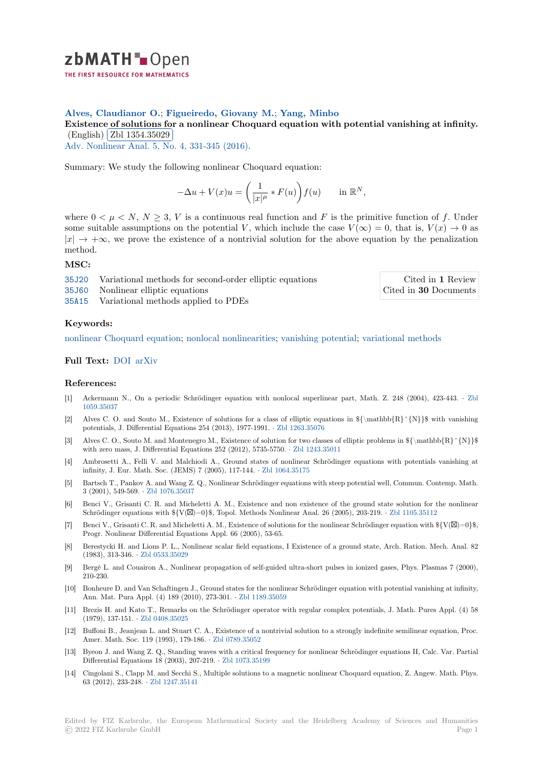**Alves, Claudianor O.**; **Figueiredo, Giovany M.**; **Yang, Minbo**

**Existence of solutions for a nonlinear Choquard equation with potential vanishing at infinity.** (English) Zbl 1354.35029

Adv. Nonlinear Anal. 5, No. 4, 331-345 (2016).

Summary: We study the following nonlinear Choquard equation:

$$-\Delta u + V(x)u = \left(\frac{1}{|x|^{\mu}} * F(u)\right) f(u) \qquad \text{in } \mathbb{R}^N,$$

where $0 < \mu < N$, $N \geq 3$, $V$ is a continuous real function and $F$ is the primitive function of $f$. Under some suitable assumptions on the potential $V$, which include the case $V(\infty) = 0$, that is, $V(x) \to 0$ as $|x| \to +\infty$, we prove the existence of a nontrivial solution for the above equation by the penalization method.

## MSC:

- 35J20 Variational methods for second-order elliptic equations
- 35J60 Nonlinear elliptic equations
- 35A15 Variational methods applied to PDEs

Cited in **1** Review
Cited in **30** Documents

## Keywords:

nonlinear Choquard equation; nonlocal nonlinearities; vanishing potential; variational methods

## Full Text:

DOI arXiv

## References:

[1] Ackermann N., On a periodic Schrödinger equation with nonlocal superlinear part, Math. Z. 248 (2004), 423-443. · Zbl 1059.35037

[2] Alves C. O. and Souto M., Existence of solutions for a class of elliptic equations in ${\mathbb{R}^{N}}$ with vanishing potentials, J. Differential Equations 254 (2013), 1977-1991. · Zbl 1263.35076

[3] Alves C. O., Souto M. and Montenegro M., Existence of solution for two classes of elliptic problems in ${\mathbb{R}^{N}}$ with zero mass, J. Differential Equations 252 (2012), 5735-5750. · Zbl 1243.35011

[4] Ambrosetti A., Felli V. and Malchiodi A., Ground states of nonlinear Schrödinger equations with potentials vanishing at infinity, J. Eur. Math. Soc. (JEMS) 7 (2005), 117-144. · Zbl 1064.35175

[5] Bartsch T., Pankov A. and Wang Z. Q., Nonlinear Schrödinger equations with steep potential well, Commun. Contemp. Math. 3 (2001), 549-569. · Zbl 1076.35037

[6] Benci V., Grisanti C. R. and Micheletti A. M., Existence and non existence of the ground state solution for the nonlinear Schrödinger equations with ${V(⊠)=0}$, Topol. Methods Nonlinear Anal. 26 (2005), 203-219. · Zbl 1105.35112

[7] Benci V., Grisanti C. R. and Micheletti A. M., Existence of solutions for the nonlinear Schrödinger equation with ${V(⊠)=0}$, Progr. Nonlinear Differential Equations Appl. 66 (2005), 53-65.

[8] Berestycki H. and Lions P. L., Nonlinear scalar field equations, I Existence of a ground state, Arch. Ration. Mech. Anal. 82 (1983), 313-346. · Zbl 0533.35029

[9] Bergé L. and Couairon A., Nonlinear propagation of self-guided ultra-short pulses in ionized gases, Phys. Plasmas 7 (2000), 210-230.

[10] Bonheure D. and Van Schaftingen J., Ground states for the nonlinear Schrödinger equation with potential vanishing at infinity, Ann. Mat. Pura Appl. (4) 189 (2010), 273-301. · Zbl 1189.35059

[11] Brezis H. and Kato T., Remarks on the Schrödinger operator with regular complex potentials, J. Math. Pures Appl. (4) 58 (1979), 137-151. · Zbl 0408.35025

[12] Buffoni B., Jeanjean L. and Stuart C. A., Existence of a nontrivial solution to a strongly indefinite semilinear equation, Proc. Amer. Math. Soc. 119 (1993), 179-186. · Zbl 0789.35052

[13] Byeon J. and Wang Z. Q., Standing waves with a critical frequency for nonlinear Schrödinger equations II, Calc. Var. Partial Differential Equations 18 (2003), 207-219. · Zbl 1073.35199

[14] Cingolani S., Clapp M. and Secchi S., Multiple solutions to a magnetic nonlinear Choquard equation, Z. Angew. Math. Phys. 63 (2012), 233-248. · Zbl 1247.35141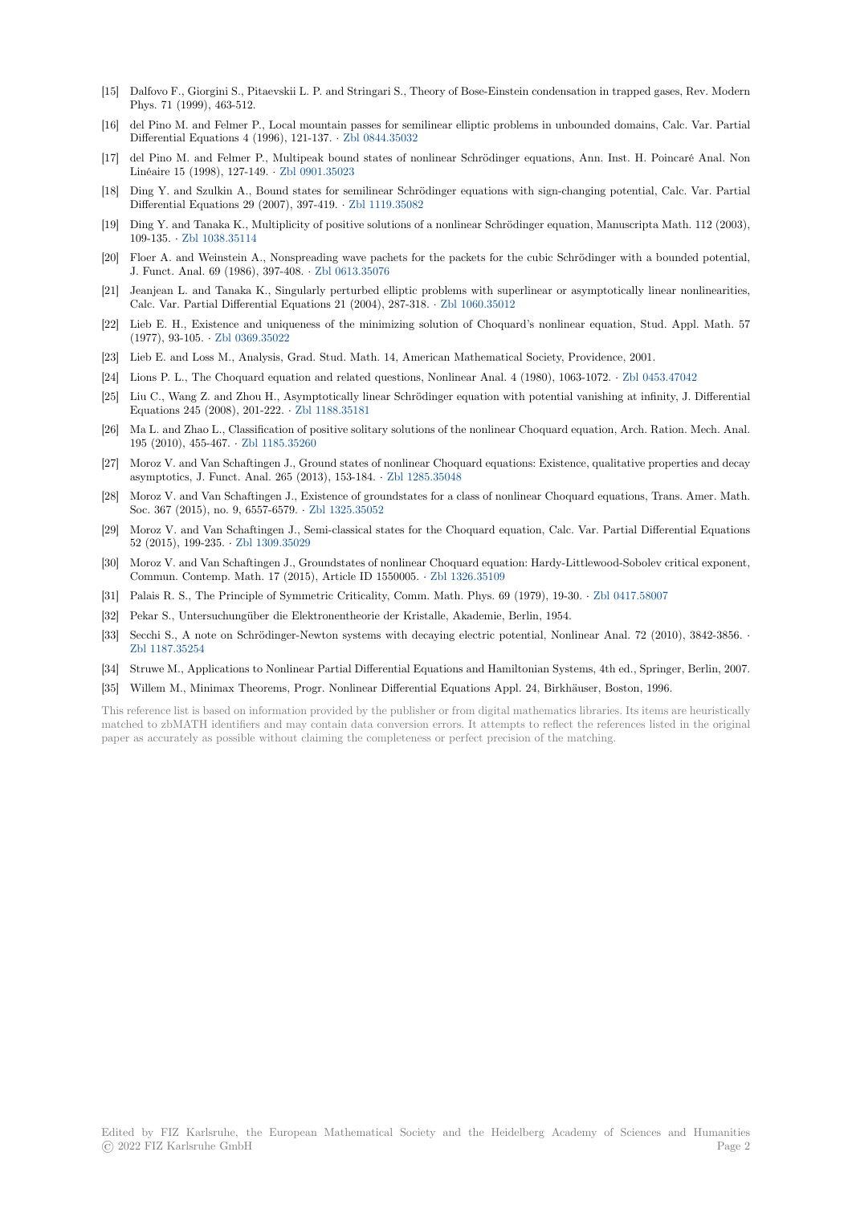[15] Dalfovo F., Giorgini S., Pitaevskii L. P. and Stringari S., Theory of Bose-Einstein condensation in trapped gases, Rev. Modern Phys. 71 (1999), 463-512.

[16] del Pino M. and Felmer P., Local mountain passes for semilinear elliptic problems in unbounded domains, Calc. Var. Partial Differential Equations 4 (1996), 121-137. · Zbl 0844.35032

[17] del Pino M. and Felmer P., Multipeak bound states of nonlinear Schrödinger equations, Ann. Inst. H. Poincaré Anal. Non Linéaire 15 (1998), 127-149. · Zbl 0901.35023

[18] Ding Y. and Szulkin A., Bound states for semilinear Schrödinger equations with sign-changing potential, Calc. Var. Partial Differential Equations 29 (2007), 397-419. · Zbl 1119.35082

[19] Ding Y. and Tanaka K., Multiplicity of positive solutions of a nonlinear Schrödinger equation, Manuscripta Math. 112 (2003), 109-135. · Zbl 1038.35114

[20] Floer A. and Weinstein A., Nonspreading wave packets for the packets for the cubic Schrödinger with a bounded potential, J. Funct. Anal. 69 (1986), 397-408. · Zbl 0613.35076

[21] Jeanjean L. and Tanaka K., Singularly perturbed elliptic problems with superlinear or asymptotically linear nonlinearities, Calc. Var. Partial Differential Equations 21 (2004), 287-318. · Zbl 1060.35012

[22] Lieb E. H., Existence and uniqueness of the minimizing solution of Choquard's nonlinear equation, Stud. Appl. Math. 57 (1977), 93-105. · Zbl 0369.35022

[23] Lieb E. and Loss M., Analysis, Grad. Stud. Math. 14, American Mathematical Society, Providence, 2001.

[24] Lions P. L., The Choquard equation and related questions, Nonlinear Anal. 4 (1980), 1063-1072. · Zbl 0453.47042

[25] Liu C., Wang Z. and Zhou H., Asymptotically linear Schrödinger equation with potential vanishing at infinity, J. Differential Equations 245 (2008), 201-222. · Zbl 1188.35181

[26] Ma L. and Zhao L., Classification of positive solitary solutions of the nonlinear Choquard equation, Arch. Ration. Mech. Anal. 195 (2010), 455-467. · Zbl 1185.35260

[27] Moroz V. and Van Schaftingen J., Ground states of nonlinear Choquard equations: Existence, qualitative properties and decay asymptotics, J. Funct. Anal. 265 (2013), 153-184. · Zbl 1285.35048

[28] Moroz V. and Van Schaftingen J., Existence of groundstates for a class of nonlinear Choquard equations, Trans. Amer. Math. Soc. 367 (2015), no. 9, 6557-6579. · Zbl 1325.35052

[29] Moroz V. and Van Schaftingen J., Semi-classical states for the Choquard equation, Calc. Var. Partial Differential Equations 52 (2015), 199-235. · Zbl 1309.35029

[30] Moroz V. and Van Schaftingen J., Groundstates of nonlinear Choquard equation: Hardy-Littlewood-Sobolev critical exponent, Commun. Contemp. Math. 17 (2015), Article ID 1550005. · Zbl 1326.35109

[31] Palais R. S., The Principle of Symmetric Criticality, Comm. Math. Phys. 69 (1979), 19-30. · Zbl 0417.58007

[32] Pekar S., Untersuchungüber die Elektronentheorie der Kristalle, Akademie, Berlin, 1954.

[33] Secchi S., A note on Schrödinger-Newton systems with decaying electric potential, Nonlinear Anal. 72 (2010), 3842-3856. · Zbl 1187.35254

[34] Struwe M., Applications to Nonlinear Partial Differential Equations and Hamiltonian Systems, 4th ed., Springer, Berlin, 2007.

[35] Willem M., Minimax Theorems, Progr. Nonlinear Differential Equations Appl. 24, Birkhäuser, Boston, 1996.

This reference list is based on information provided by the publisher or from digital mathematics libraries. Its items are heuristically matched to zbMATH identifiers and may contain data conversion errors. It attempts to reflect the references listed in the original paper as accurately as possible without claiming the completeness or perfect precision of the matching.